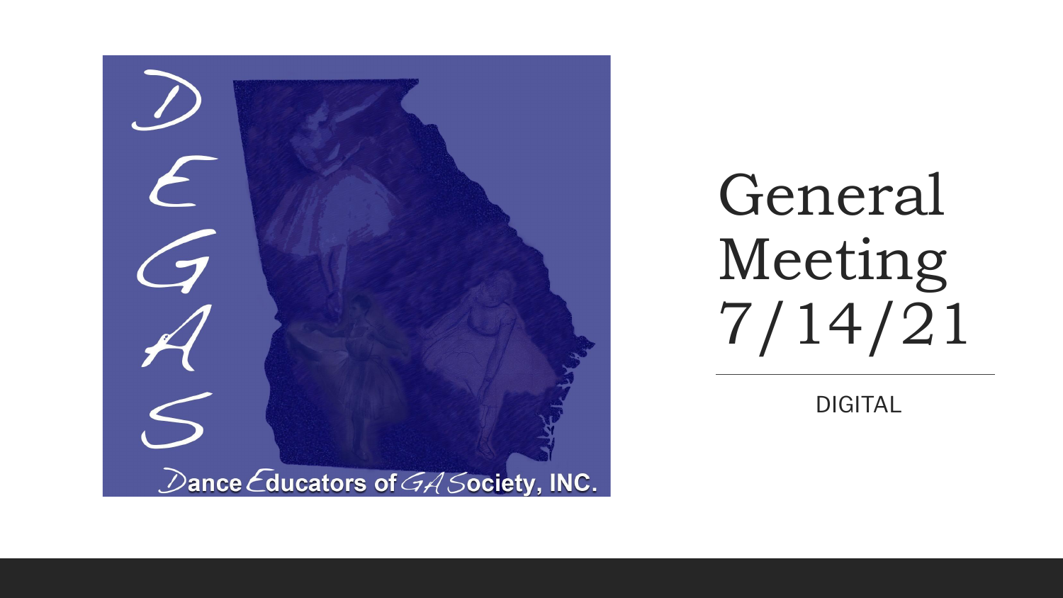DEGAS

Dance Educators of GA Society, INC.

# General Meeting 7/14/21

DIGITAL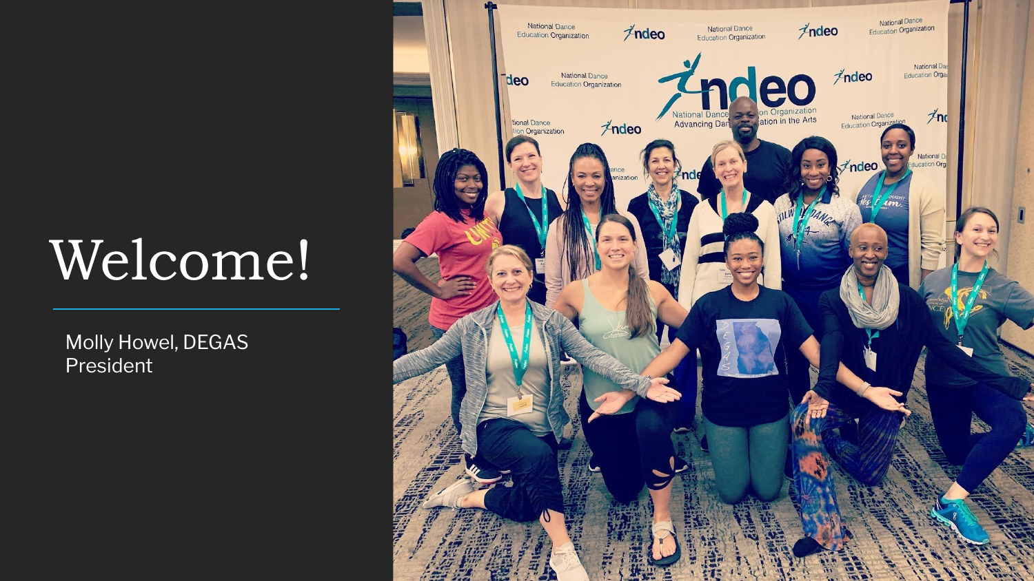# Welcome!

Molly Howel, DEGAS President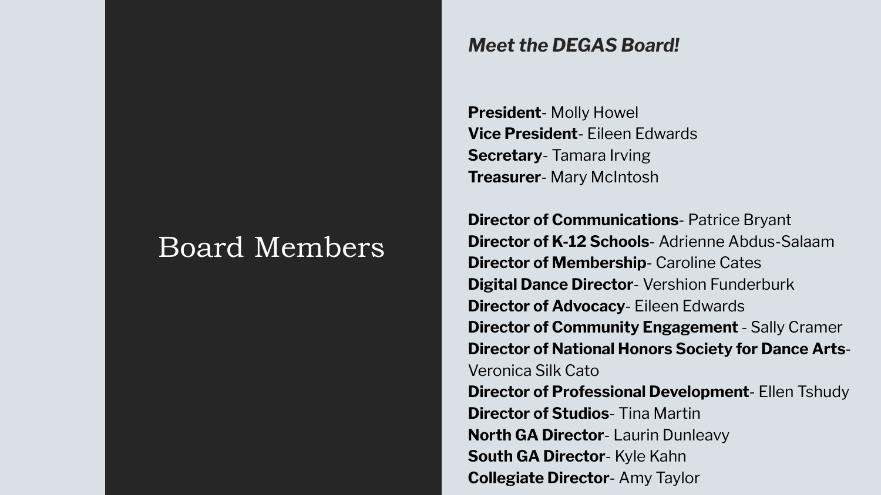# Board Members

***Meet the DEGAS Board!***

**President**- Molly Howel
**Vice President**- Eileen Edwards
**Secretary**- Tamara Irving
**Treasurer**- Mary McIntosh

**Director of Communications**- Patrice Bryant
**Director of K-12 Schools**- Adrienne Abdus-Salaam
**Director of Membership**- Caroline Cates
**Digital Dance Director**- Vershion Funderburk
**Director of Advocacy**- Eileen Edwards
**Director of Community Engagement** - Sally Cramer
**Director of National Honors Society for Dance Arts**- Veronica Silk Cato
**Director of Professional Development**- Ellen Tshudy
**Director of Studios**- Tina Martin
**North GA Director**- Laurin Dunleavy
**South GA Director**- Kyle Kahn
**Collegiate Director**- Amy Taylor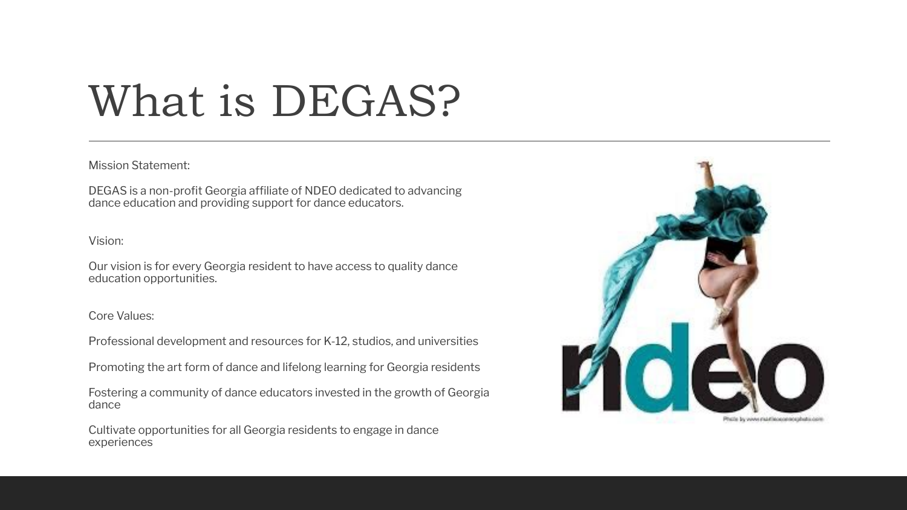# What is DEGAS?

Mission Statement:

DEGAS is a non-profit Georgia affiliate of NDEO dedicated to advancing dance education and providing support for dance educators.

Vision:

Our vision is for every Georgia resident to have access to quality dance education opportunities.

Core Values:

Professional development and resources for K-12, studios, and universities

Promoting the art form of dance and lifelong learning for Georgia residents

Fostering a community of dance educators invested in the growth of Georgia dance

Cultivate opportunities for all Georgia residents to engage in dance experiences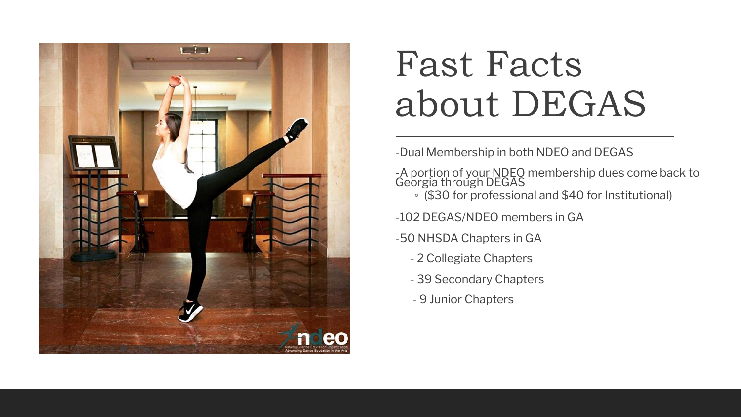# Fast Facts about DEGAS

-Dual Membership in both NDEO and DEGAS

-A portion of your NDEO membership dues come back to Georgia through DEGAS

- ($30 for professional and $40 for Institutional)

-102 DEGAS/NDEO members in GA

-50 NHSDA Chapters in GA

- 2 Collegiate Chapters
- 39 Secondary Chapters
- 9 Junior Chapters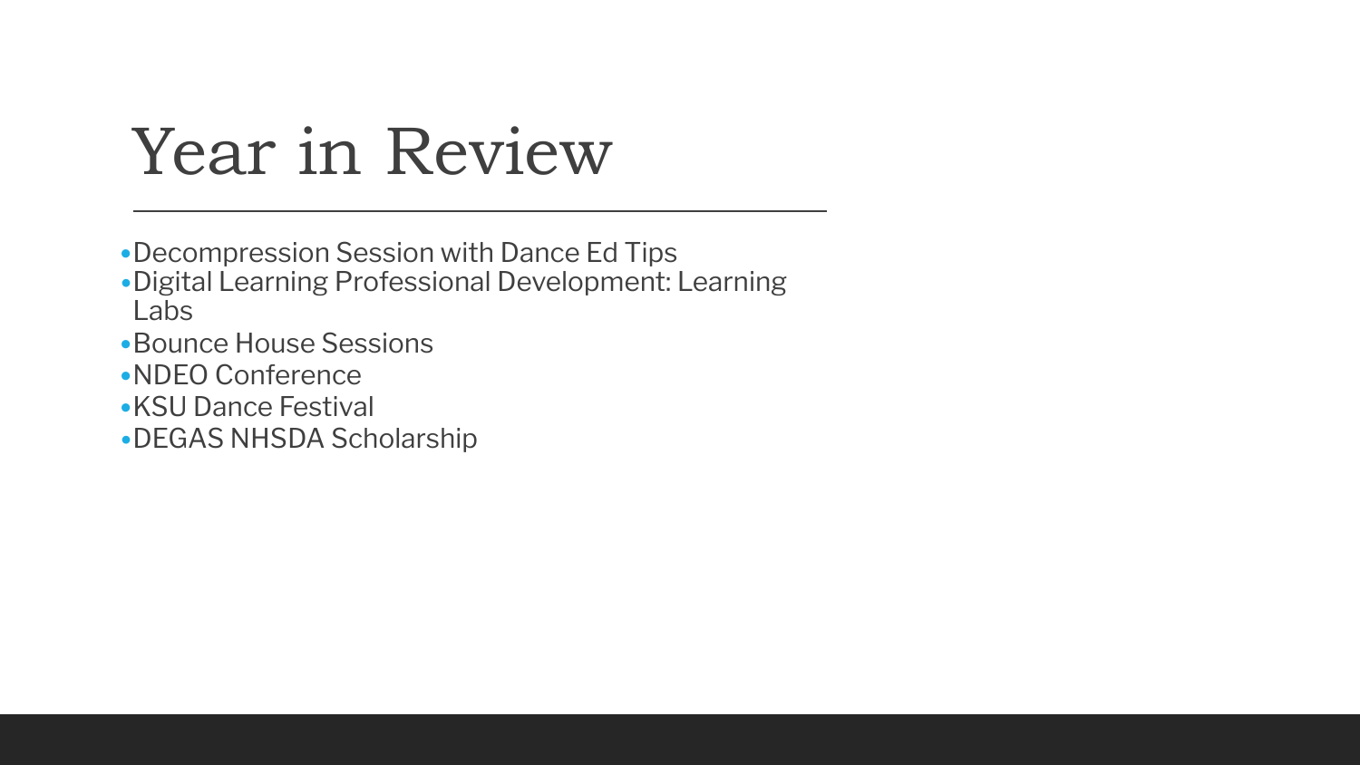# Year in Review

- Decompression Session with Dance Ed Tips
- Digital Learning Professional Development: Learning Labs
- Bounce House Sessions
- NDEO Conference
- KSU Dance Festival
- DEGAS NHSDA Scholarship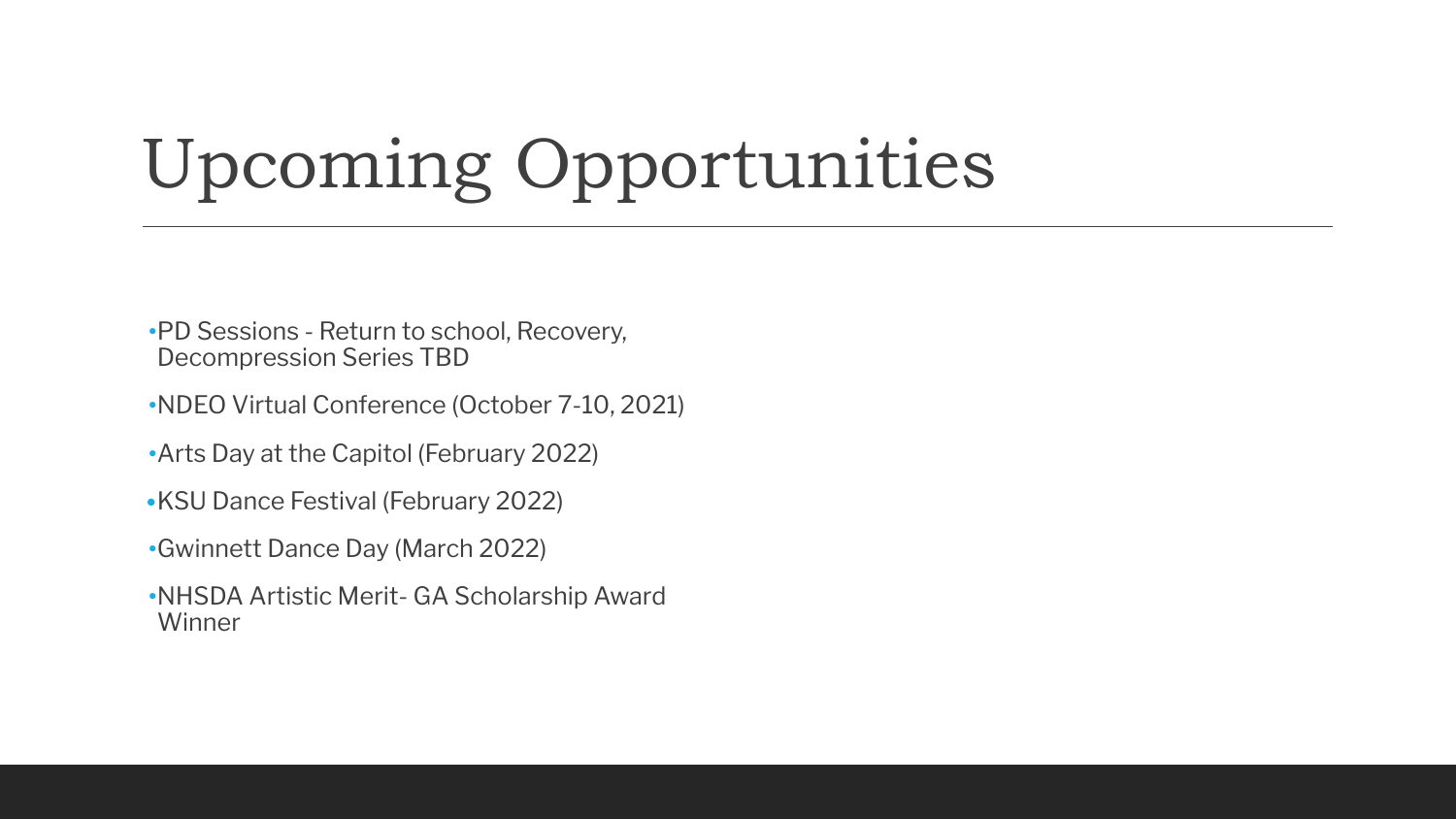# Upcoming Opportunities

- PD Sessions - Return to school, Recovery, Decompression Series TBD
- NDEO Virtual Conference (October 7-10, 2021)
- Arts Day at the Capitol (February 2022)
- KSU Dance Festival (February 2022)
- Gwinnett Dance Day (March 2022)
- NHSDA Artistic Merit- GA Scholarship Award Winner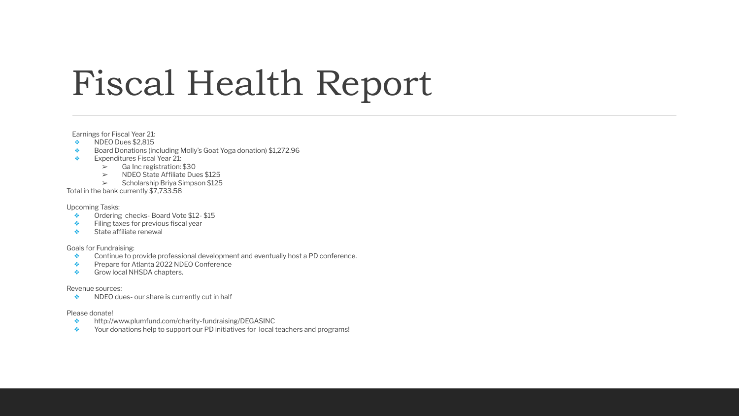# Fiscal Health Report

Earnings for Fiscal Year 21:

- NDEO Dues $2,815
- Board Donations (including Molly's Goat Yoga donation) $1,272.96
- Expenditures Fiscal Year 21:
  - Ga Inc registration: $30
  - NDEO State Affiliate Dues $125
  - Scholarship Briya Simpson $125

Total in the bank currently $7,733.58

Upcoming Tasks:

- Ordering checks- Board Vote $12- $15
- Filing taxes for previous fiscal year
- State affiliate renewal

Goals for Fundraising:

- Continue to provide professional development and eventually host a PD conference.
- Prepare for Atlanta 2022 NDEO Conference
- Grow local NHSDA chapters.

Revenue sources:

- NDEO dues- our share is currently cut in half

Please donate!

- http://www.plumfund.com/charity-fundraising/DEGASINC
- Your donations help to support our PD initiatives for local teachers and programs!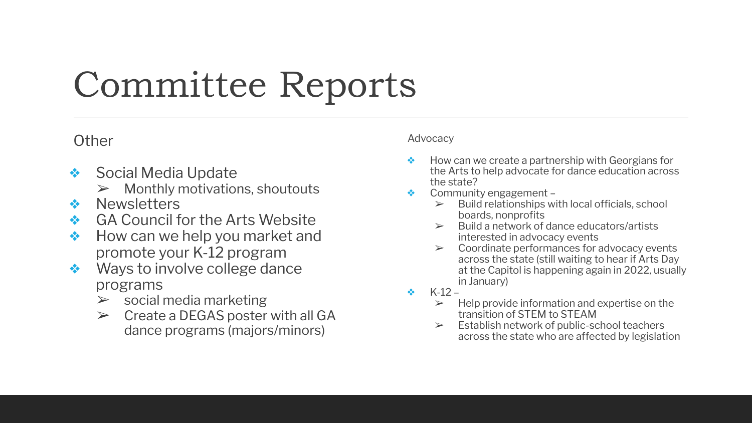# Committee Reports

## Other

- Social Media Update
  - Monthly motivations, shoutouts
- Newsletters
- GA Council for the Arts Website
- How can we help you market and promote your K-12 program
- Ways to involve college dance programs
  - social media marketing
  - Create a DEGAS poster with all GA dance programs (majors/minors)

## Advocacy

- How can we create a partnership with Georgians for the Arts to help advocate for dance education across the state?
- Community engagement –
  - Build relationships with local officials, school boards, nonprofits
  - Build a network of dance educators/artists interested in advocacy events
  - Coordinate performances for advocacy events across the state (still waiting to hear if Arts Day at the Capitol is happening again in 2022, usually in January)
- K-12 –
  - Help provide information and expertise on the transition of STEM to STEAM
  - Establish network of public-school teachers across the state who are affected by legislation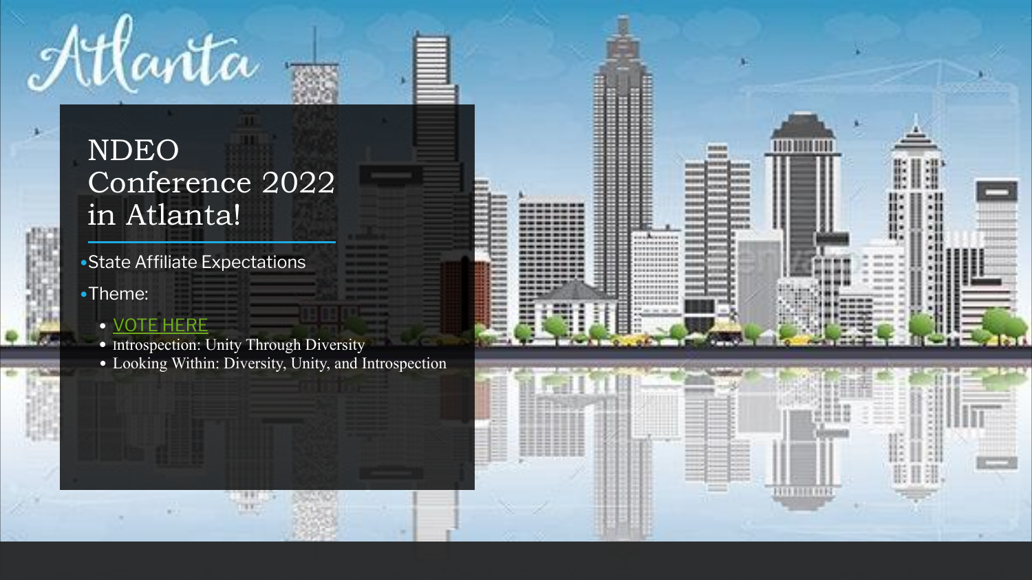Atlanta

# NDEO Conference 2022 in Atlanta!

- State Affiliate Expectations
- Theme:
  - VOTE HERE
  - Introspection: Unity Through Diversity
  - Looking Within: Diversity, Unity, and Introspection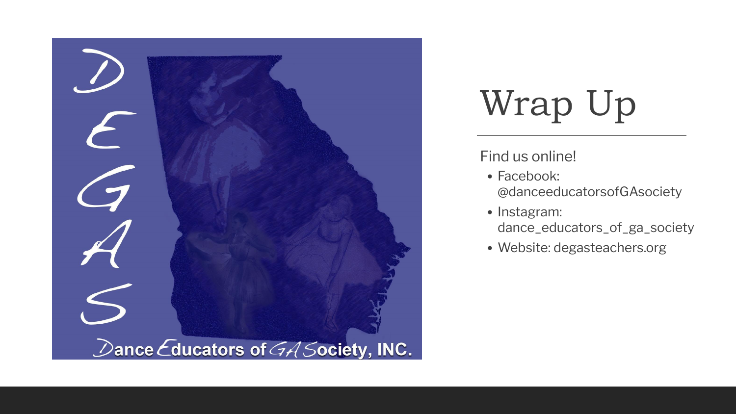# Wrap Up

Find us online!

- Facebook: @danceeducatorsofGAsociety
- Instagram: dance_educators_of_ga_society
- Website: degasteachers.org